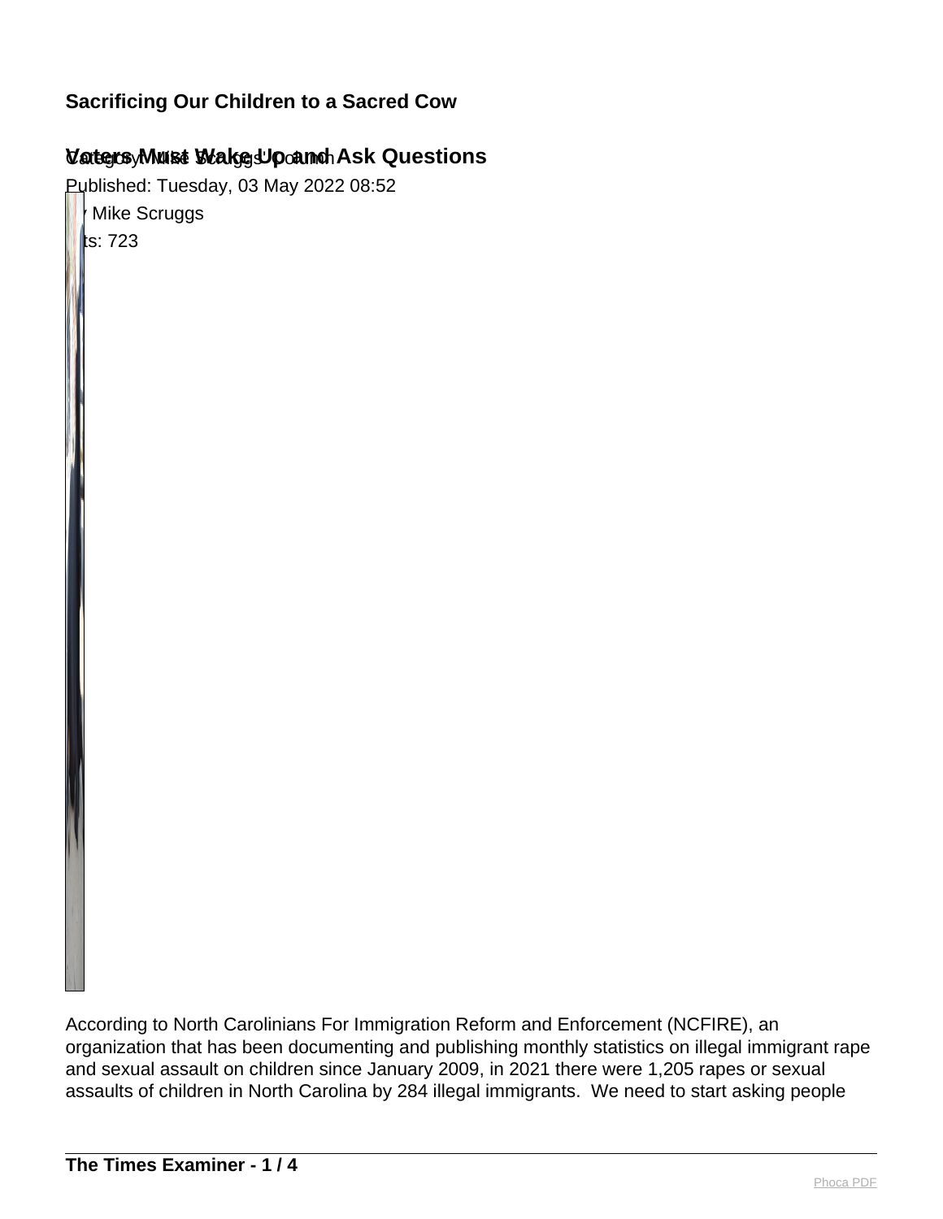# Sacrificing Our Children to a Sacred Cow

## Voters Must Wake Up and Ask Questions

Category: Mike Scruggs Column

Published: Tuesday, 03 May 2022 08:52

By Mike Scruggs

Hits: 723

According to North Carolinians For Immigration Reform and Enforcement (NCFIRE), an organization that has been documenting and publishing monthly statistics on illegal immigrant rape and sexual assault on children since January 2009, in 2021 there were 1,205 rapes or sexual assaults of children in North Carolina by 284 illegal immigrants. We need to start asking people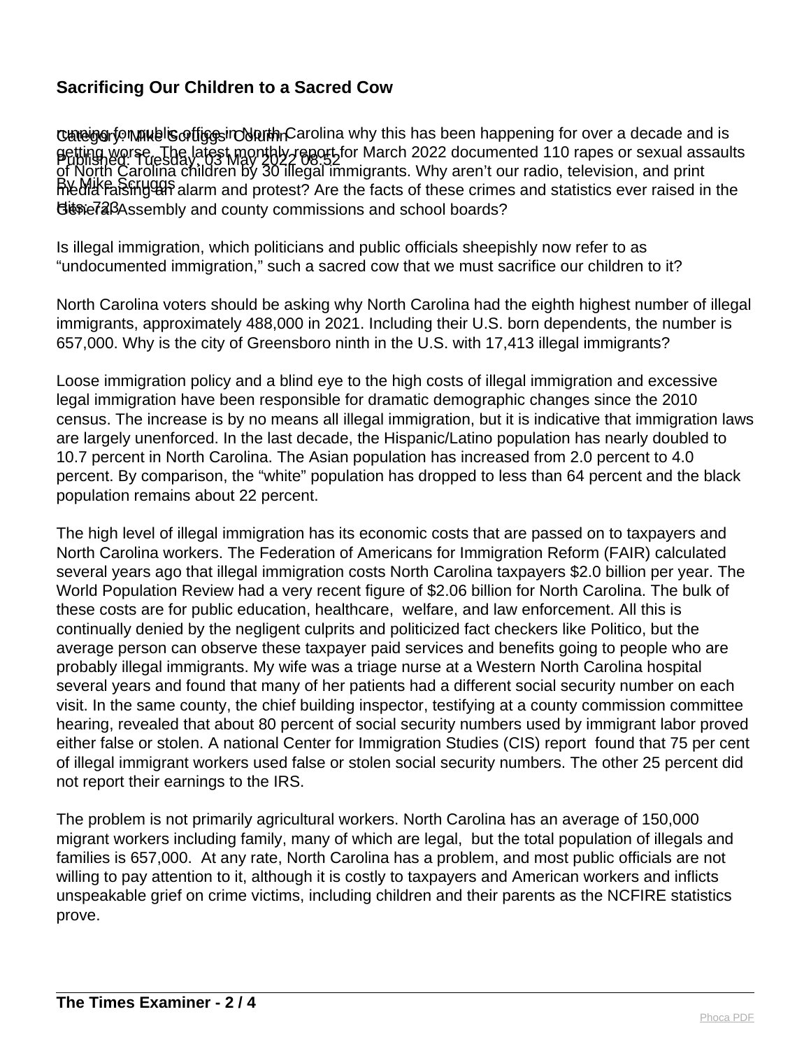running for public office in North Carolina why this has been happening for over a decade and is getting worse. The latest monthly report for March 2022 documented 110 rapes or sexual assaults of North Carolina children by 30 illegal immigrants. Why aren't our radio, television, and print media raising an alarm and protest? Are the facts of these crimes and statistics ever raised in the General Assembly and county commissions and school boards?

Is illegal immigration, which politicians and public officials sheepishly now refer to as "undocumented immigration," such a sacred cow that we must sacrifice our children to it?

North Carolina voters should be asking why North Carolina had the eighth highest number of illegal immigrants, approximately 488,000 in 2021. Including their U.S. born dependents, the number is 657,000. Why is the city of Greensboro ninth in the U.S. with 17,413 illegal immigrants?

Loose immigration policy and a blind eye to the high costs of illegal immigration and excessive legal immigration have been responsible for dramatic demographic changes since the 2010 census. The increase is by no means all illegal immigration, but it is indicative that immigration laws are largely unenforced. In the last decade, the Hispanic/Latino population has nearly doubled to 10.7 percent in North Carolina. The Asian population has increased from 2.0 percent to 4.0 percent. By comparison, the "white" population has dropped to less than 64 percent and the black population remains about 22 percent.

The high level of illegal immigration has its economic costs that are passed on to taxpayers and North Carolina workers. The Federation of Americans for Immigration Reform (FAIR) calculated several years ago that illegal immigration costs North Carolina taxpayers $2.0 billion per year. The World Population Review had a very recent figure of $2.06 billion for North Carolina. The bulk of these costs are for public education, healthcare, welfare, and law enforcement. All this is continually denied by the negligent culprits and politicized fact checkers like Politico, but the average person can observe these taxpayer paid services and benefits going to people who are probably illegal immigrants. My wife was a triage nurse at a Western North Carolina hospital several years and found that many of her patients had a different social security number on each visit. In the same county, the chief building inspector, testifying at a county commission committee hearing, revealed that about 80 percent of social security numbers used by immigrant labor proved either false or stolen. A national Center for Immigration Studies (CIS) report found that 75 per cent of illegal immigrant workers used false or stolen social security numbers. The other 25 percent did not report their earnings to the IRS.

The problem is not primarily agricultural workers. North Carolina has an average of 150,000 migrant workers including family, many of which are legal, but the total population of illegals and families is 657,000. At any rate, North Carolina has a problem, and most public officials are not willing to pay attention to it, although it is costly to taxpayers and American workers and inflicts unspeakable grief on crime victims, including children and their parents as the NCFIRE statistics prove.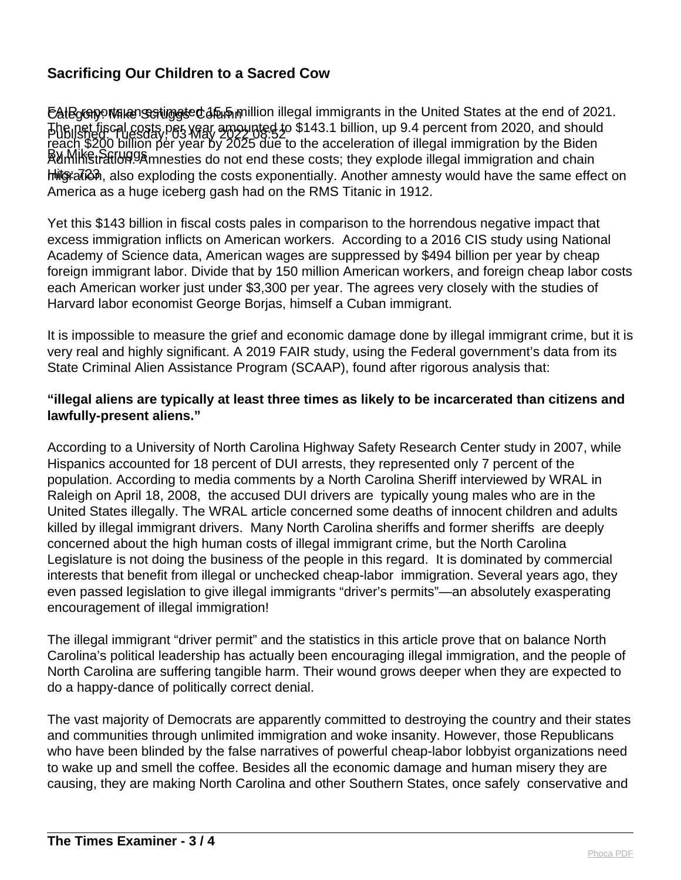FAIR reports an estimated 15.5 million illegal immigrants in the United States at the end of 2021. The net fiscal costs per year amounted to $143.1 billion, up 9.4 percent from 2020, and should reach $200 billion per year by 2025 due to the acceleration of illegal immigration by the Biden Administration. Amnesties do not end these costs; they explode illegal immigration and chain migration, also exploding the costs exponentially. Another amnesty would have the same effect on America as a huge iceberg gash had on the RMS Titanic in 1912.

Yet this $143 billion in fiscal costs pales in comparison to the horrendous negative impact that excess immigration inflicts on American workers. According to a 2016 CIS study using National Academy of Science data, American wages are suppressed by $494 billion per year by cheap foreign immigrant labor. Divide that by 150 million American workers, and foreign cheap labor costs each American worker just under $3,300 per year. The agrees very closely with the studies of Harvard labor economist George Borjas, himself a Cuban immigrant.

It is impossible to measure the grief and economic damage done by illegal immigrant crime, but it is very real and highly significant. A 2019 FAIR study, using the Federal government's data from its State Criminal Alien Assistance Program (SCAAP), found after rigorous analysis that:

**"illegal aliens are typically at least three times as likely to be incarcerated than citizens and lawfully-present aliens."**

According to a University of North Carolina Highway Safety Research Center study in 2007, while Hispanics accounted for 18 percent of DUI arrests, they represented only 7 percent of the population. According to media comments by a North Carolina Sheriff interviewed by WRAL in Raleigh on April 18, 2008, the accused DUI drivers are typically young males who are in the United States illegally. The WRAL article concerned some deaths of innocent children and adults killed by illegal immigrant drivers. Many North Carolina sheriffs and former sheriffs are deeply concerned about the high human costs of illegal immigrant crime, but the North Carolina Legislature is not doing the business of the people in this regard. It is dominated by commercial interests that benefit from illegal or unchecked cheap-labor immigration. Several years ago, they even passed legislation to give illegal immigrants "driver's permits"—an absolutely exasperating encouragement of illegal immigration!

The illegal immigrant "driver permit" and the statistics in this article prove that on balance North Carolina's political leadership has actually been encouraging illegal immigration, and the people of North Carolina are suffering tangible harm. Their wound grows deeper when they are expected to do a happy-dance of politically correct denial.

The vast majority of Democrats are apparently committed to destroying the country and their states and communities through unlimited immigration and woke insanity. However, those Republicans who have been blinded by the false narratives of powerful cheap-labor lobbyist organizations need to wake up and smell the coffee. Besides all the economic damage and human misery they are causing, they are making North Carolina and other Southern States, once safely conservative and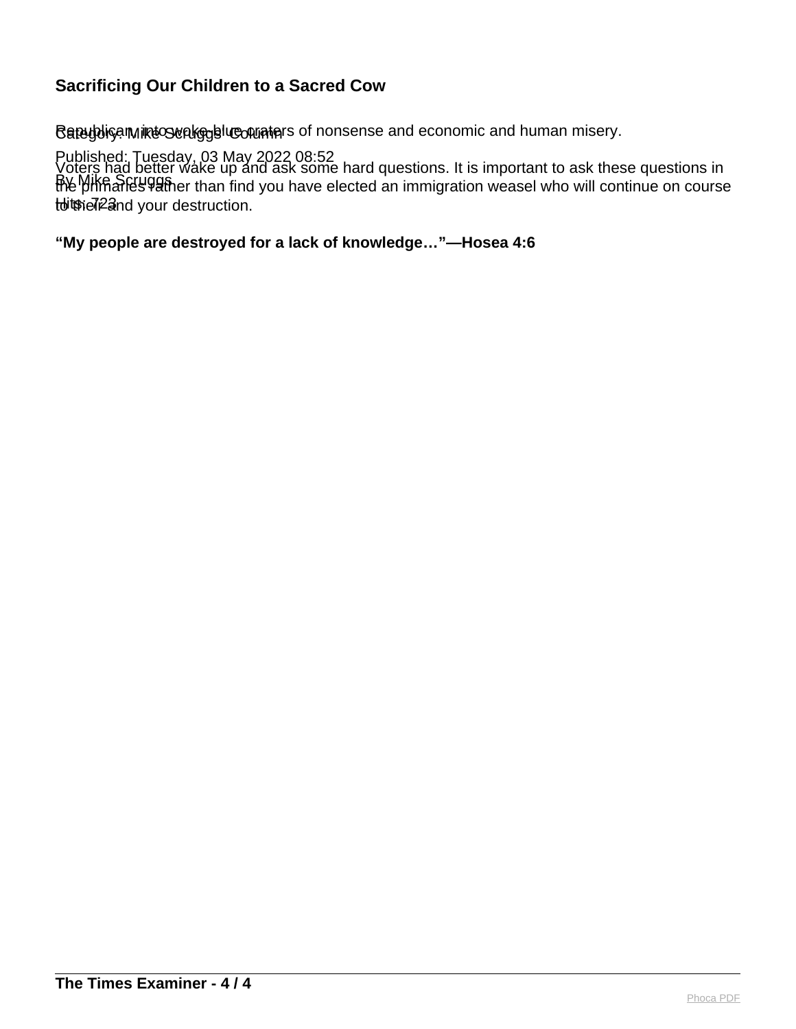Republican into woke-blue craters of nonsense and economic and human misery.

Voters had better wake up and ask some hard questions. It is important to ask these questions in the primaries rather than find you have elected an immigration weasel who will continue on course to their and your destruction.

**“My people are destroyed for a lack of knowledge…”—Hosea 4:6**